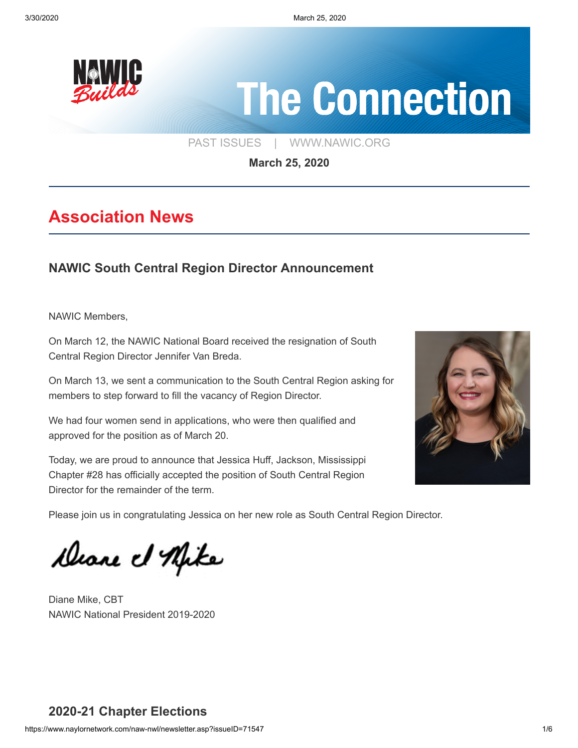# The Connection

PAST ISSUES | WWW.NAWIC.ORG

**March 25, 2020**

## Association News

### NAWIC South Central Region Director Announcement

NAWIC Members,

On March 12, the NAWIC National Board received the resignation of South Central Region Director Jennifer Van Breda.

On March 13, we sent a communication to the South Central Region asking for members to step forward to fill the vacancy of Region Director.

We had four women send in applications, who were then qualified and approved for the position as of March 20.

Today, we are proud to announce that Jessica Huff, Jackson, Mississippi Chapter #28 has officially accepted the position of South Central Region Director for the remainder of the term.

Please join us in congratulating Jessica on her new role as South Central Region Director.

Diane Mike, CBT
NAWIC National President 2019-2020

### 2020-21 Chapter Elections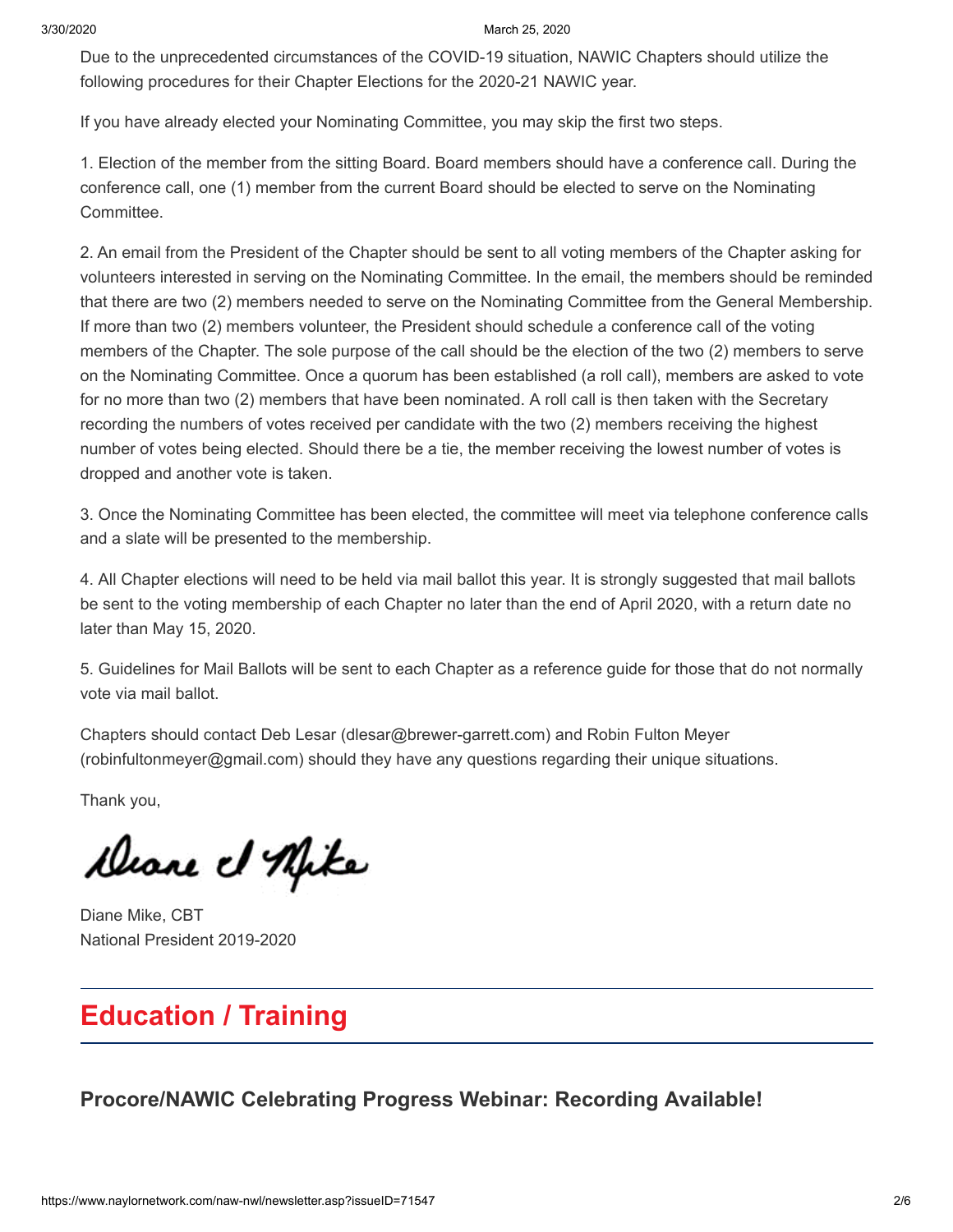Due to the unprecedented circumstances of the COVID-19 situation, NAWIC Chapters should utilize the following procedures for their Chapter Elections for the 2020-21 NAWIC year.

If you have already elected your Nominating Committee, you may skip the first two steps.

1. Election of the member from the sitting Board. Board members should have a conference call. During the conference call, one (1) member from the current Board should be elected to serve on the Nominating Committee.

2. An email from the President of the Chapter should be sent to all voting members of the Chapter asking for volunteers interested in serving on the Nominating Committee. In the email, the members should be reminded that there are two (2) members needed to serve on the Nominating Committee from the General Membership. If more than two (2) members volunteer, the President should schedule a conference call of the voting members of the Chapter. The sole purpose of the call should be the election of the two (2) members to serve on the Nominating Committee. Once a quorum has been established (a roll call), members are asked to vote for no more than two (2) members that have been nominated. A roll call is then taken with the Secretary recording the numbers of votes received per candidate with the two (2) members receiving the highest number of votes being elected. Should there be a tie, the member receiving the lowest number of votes is dropped and another vote is taken.

3. Once the Nominating Committee has been elected, the committee will meet via telephone conference calls and a slate will be presented to the membership.

4. All Chapter elections will need to be held via mail ballot this year. It is strongly suggested that mail ballots be sent to the voting membership of each Chapter no later than the end of April 2020, with a return date no later than May 15, 2020.

5. Guidelines for Mail Ballots will be sent to each Chapter as a reference guide for those that do not normally vote via mail ballot.

Chapters should contact Deb Lesar (dlesar@brewer-garrett.com) and Robin Fulton Meyer (robinfultonmeyer@gmail.com) should they have any questions regarding their unique situations.

Thank you,

Diane el Mike

Diane Mike, CBT
National President 2019-2020

---

## Education / Training

### Procore/NAWIC Celebrating Progress Webinar: Recording Available!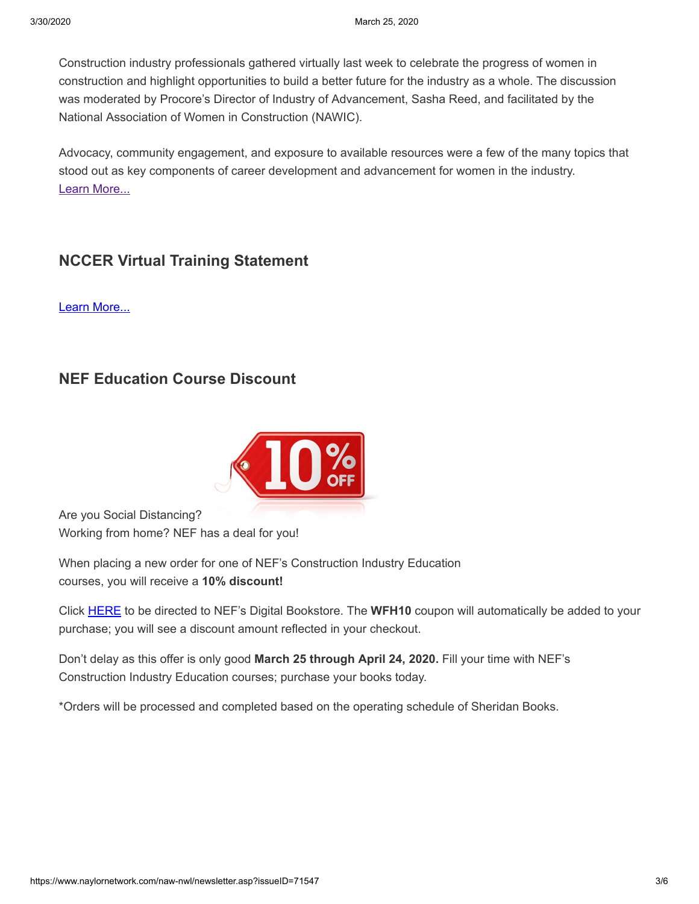Construction industry professionals gathered virtually last week to celebrate the progress of women in construction and highlight opportunities to build a better future for the industry as a whole. The discussion was moderated by Procore's Director of Industry of Advancement, Sasha Reed, and facilitated by the National Association of Women in Construction (NAWIC).

Advocacy, community engagement, and exposure to available resources were a few of the many topics that stood out as key components of career development and advancement for women in the industry. Learn More...

## NCCER Virtual Training Statement

Learn More...

## NEF Education Course Discount

Are you Social Distancing?
Working from home? NEF has a deal for you!

When placing a new order for one of NEF's Construction Industry Education courses, you will receive a **10% discount!**

Click HERE to be directed to NEF's Digital Bookstore. The **WFH10** coupon will automatically be added to your purchase; you will see a discount amount reflected in your checkout.

Don't delay as this offer is only good **March 25 through April 24, 2020.** Fill your time with NEF's Construction Industry Education courses; purchase your books today.

*Orders will be processed and completed based on the operating schedule of Sheridan Books.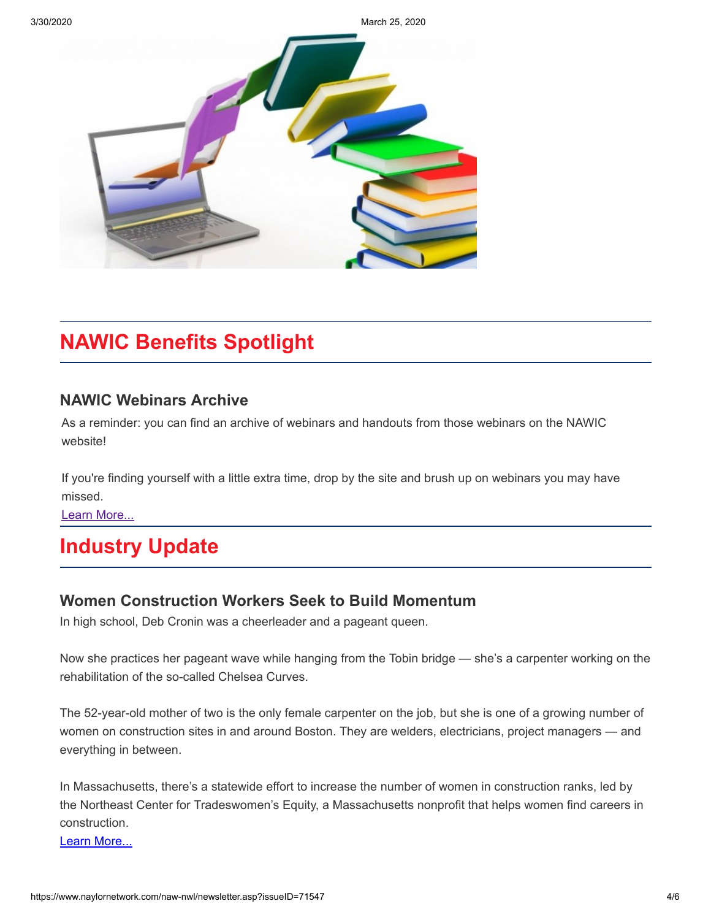## NAWIC Benefits Spotlight

### NAWIC Webinars Archive

As a reminder: you can find an archive of webinars and handouts from those webinars on the NAWIC website!

If you're finding yourself with a little extra time, drop by the site and brush up on webinars you may have missed.

Learn More...

## Industry Update

### Women Construction Workers Seek to Build Momentum

In high school, Deb Cronin was a cheerleader and a pageant queen.

Now she practices her pageant wave while hanging from the Tobin bridge — she's a carpenter working on the rehabilitation of the so-called Chelsea Curves.

The 52-year-old mother of two is the only female carpenter on the job, but she is one of a growing number of women on construction sites in and around Boston. They are welders, electricians, project managers — and everything in between.

In Massachusetts, there's a statewide effort to increase the number of women in construction ranks, led by the Northeast Center for Tradeswomen's Equity, a Massachusetts nonprofit that helps women find careers in construction.

Learn More...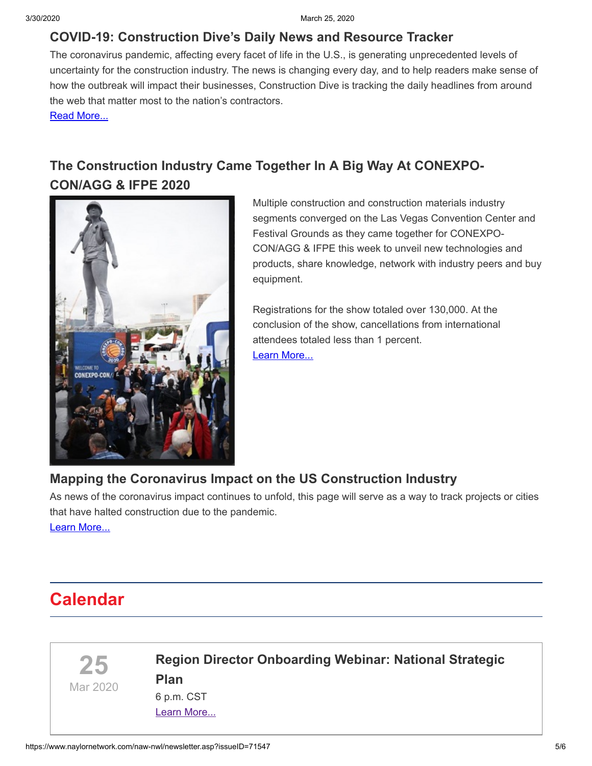## COVID-19: Construction Dive's Daily News and Resource Tracker

The coronavirus pandemic, affecting every facet of life in the U.S., is generating unprecedented levels of uncertainty for the construction industry. The news is changing every day, and to help readers make sense of how the outbreak will impact their businesses, Construction Dive is tracking the daily headlines from around the web that matter most to the nation's contractors.

Read More...

## The Construction Industry Came Together In A Big Way At CONEXPO-CON/AGG & IFPE 2020

Multiple construction and construction materials industry segments converged on the Las Vegas Convention Center and Festival Grounds as they came together for CONEXPO-CON/AGG & IFPE this week to unveil new technologies and products, share knowledge, network with industry peers and buy equipment.

Registrations for the show totaled over 130,000. At the conclusion of the show, cancellations from international attendees totaled less than 1 percent.

Learn More...

## Mapping the Coronavirus Impact on the US Construction Industry

As news of the coronavirus impact continues to unfold, this page will serve as a way to track projects or cities that have halted construction due to the pandemic.

Learn More...

# Calendar

**25**
Mar 2020

### Region Director Onboarding Webinar: National Strategic Plan

6 p.m. CST

Learn More...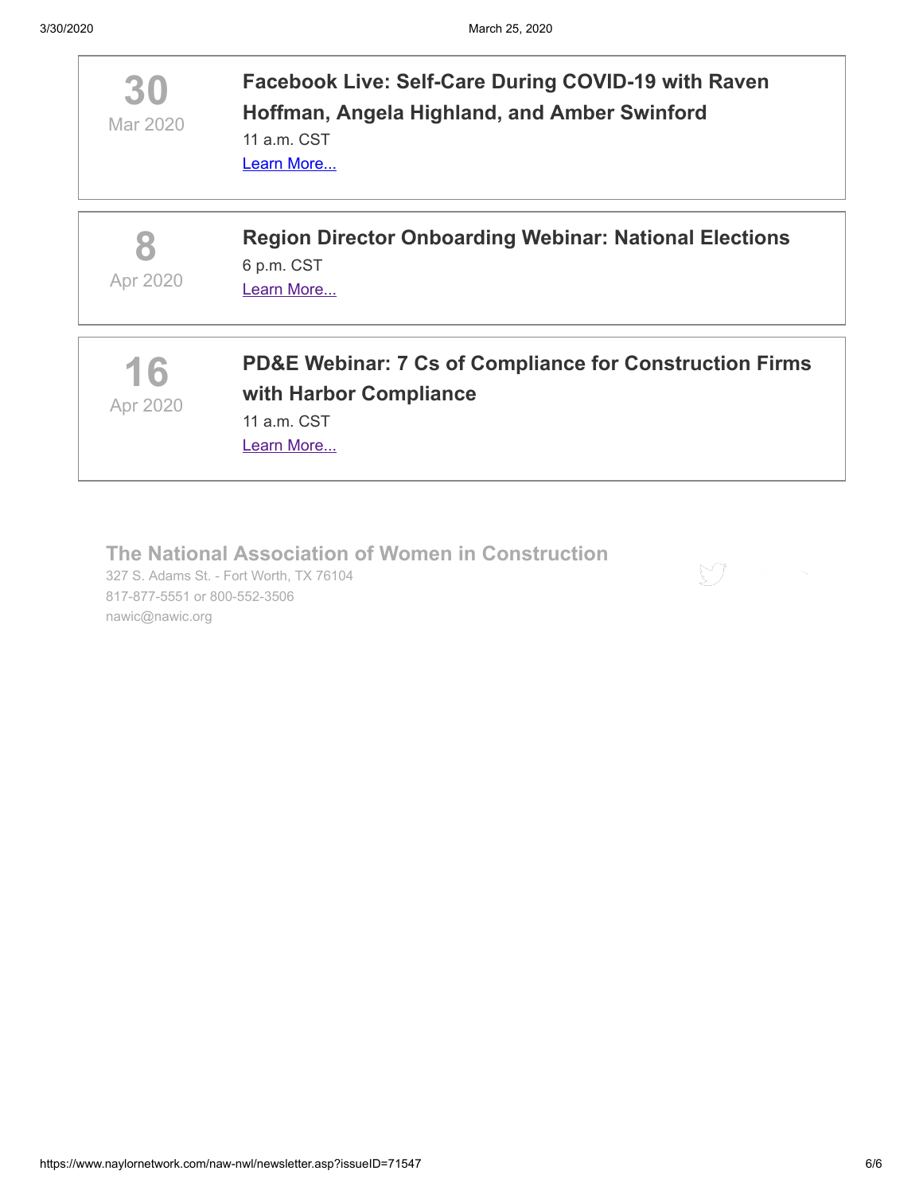**30**
Mar 2020

### Facebook Live: Self-Care During COVID-19 with Raven Hoffman, Angela Highland, and Amber Swinford

11 a.m. CST

Learn More...

**8**
Apr 2020

### Region Director Onboarding Webinar: National Elections

6 p.m. CST

Learn More...

**16**
Apr 2020

### PD&E Webinar: 7 Cs of Compliance for Construction Firms with Harbor Compliance

11 a.m. CST

Learn More...

**The National Association of Women in Construction**

327 S. Adams St. - Fort Worth, TX 76104
817-877-5551 or 800-552-3506
nawic@nawic.org